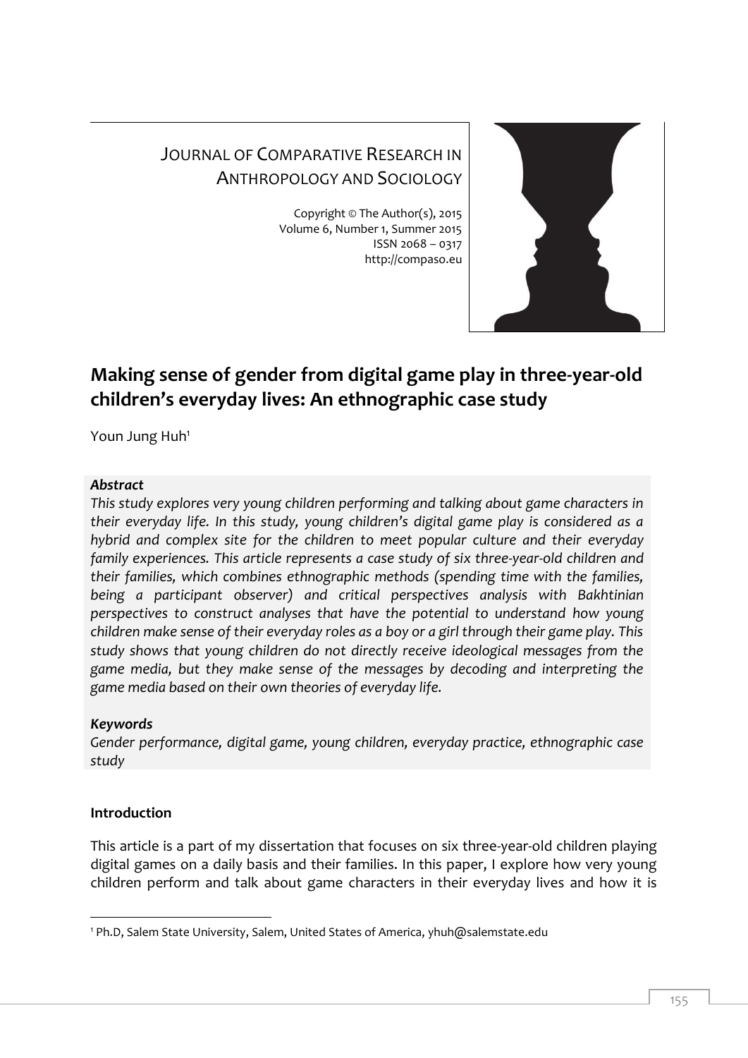JOURNAL OF COMPARATIVE RESEARCH IN ANTHROPOLOGY AND SOCIOLOGY

Copyright © The Author(s), 2015
Volume 6, Number 1, Summer 2015
ISSN 2068 – 0317
http://compaso.eu

# Making sense of gender from digital game play in three-year-old children's everyday lives: An ethnographic case study

Youn Jung Huh[1]

***Abstract***

*This study explores very young children performing and talking about game characters in their everyday life. In this study, young children's digital game play is considered as a hybrid and complex site for the children to meet popular culture and their everyday family experiences. This article represents a case study of six three-year-old children and their families, which combines ethnographic methods (spending time with the families, being a participant observer) and critical perspectives analysis with Bakhtinian perspectives to construct analyses that have the potential to understand how young children make sense of their everyday roles as a boy or a girl through their game play. This study shows that young children do not directly receive ideological messages from the game media, but they make sense of the messages by decoding and interpreting the game media based on their own theories of everyday life.*

***Keywords***

*Gender performance, digital game, young children, everyday practice, ethnographic case study*

**Introduction**

This article is a part of my dissertation that focuses on six three-year-old children playing digital games on a daily basis and their families. In this paper, I explore how very young children perform and talk about game characters in their everyday lives and how it is

[1] Ph.D, Salem State University, Salem, United States of America, yhuh@salemstate.edu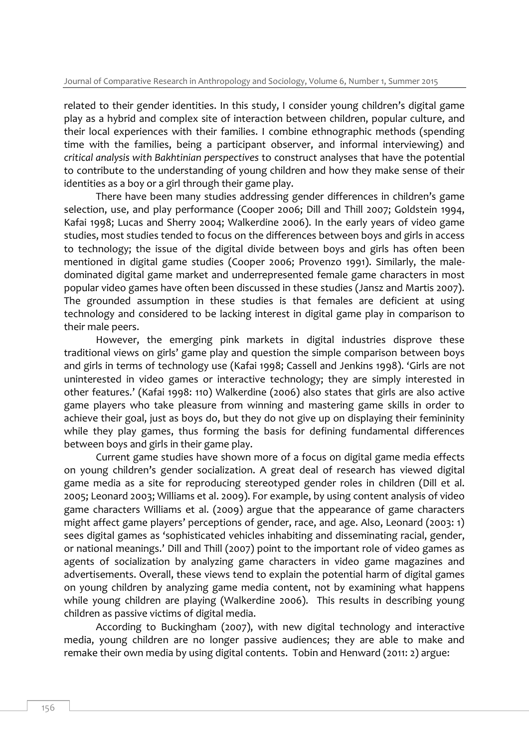related to their gender identities. In this study, I consider young children's digital game play as a hybrid and complex site of interaction between children, popular culture, and their local experiences with their families. I combine ethnographic methods (spending time with the families, being a participant observer, and informal interviewing) and *critical analysis with Bakhtinian perspectives* to construct analyses that have the potential to contribute to the understanding of young children and how they make sense of their identities as a boy or a girl through their game play.

There have been many studies addressing gender differences in children's game selection, use, and play performance (Cooper 2006; Dill and Thill 2007; Goldstein 1994, Kafai 1998; Lucas and Sherry 2004; Walkerdine 2006). In the early years of video game studies, most studies tended to focus on the differences between boys and girls in access to technology; the issue of the digital divide between boys and girls has often been mentioned in digital game studies (Cooper 2006; Provenzo 1991). Similarly, the male-dominated digital game market and underrepresented female game characters in most popular video games have often been discussed in these studies (Jansz and Martis 2007). The grounded assumption in these studies is that females are deficient at using technology and considered to be lacking interest in digital game play in comparison to their male peers.

However, the emerging pink markets in digital industries disprove these traditional views on girls' game play and question the simple comparison between boys and girls in terms of technology use (Kafai 1998; Cassell and Jenkins 1998). 'Girls are not uninterested in video games or interactive technology; they are simply interested in other features.' (Kafai 1998: 110) Walkerdine (2006) also states that girls are also active game players who take pleasure from winning and mastering game skills in order to achieve their goal, just as boys do, but they do not give up on displaying their femininity while they play games, thus forming the basis for defining fundamental differences between boys and girls in their game play.

Current game studies have shown more of a focus on digital game media effects on young children's gender socialization. A great deal of research has viewed digital game media as a site for reproducing stereotyped gender roles in children (Dill et al. 2005; Leonard 2003; Williams et al. 2009). For example, by using content analysis of video game characters Williams et al. (2009) argue that the appearance of game characters might affect game players' perceptions of gender, race, and age. Also, Leonard (2003: 1) sees digital games as 'sophisticated vehicles inhabiting and disseminating racial, gender, or national meanings.' Dill and Thill (2007) point to the important role of video games as agents of socialization by analyzing game characters in video game magazines and advertisements. Overall, these views tend to explain the potential harm of digital games on young children by analyzing game media content, not by examining what happens while young children are playing (Walkerdine 2006). This results in describing young children as passive victims of digital media.

According to Buckingham (2007), with new digital technology and interactive media, young children are no longer passive audiences; they are able to make and remake their own media by using digital contents. Tobin and Henward (2011: 2) argue: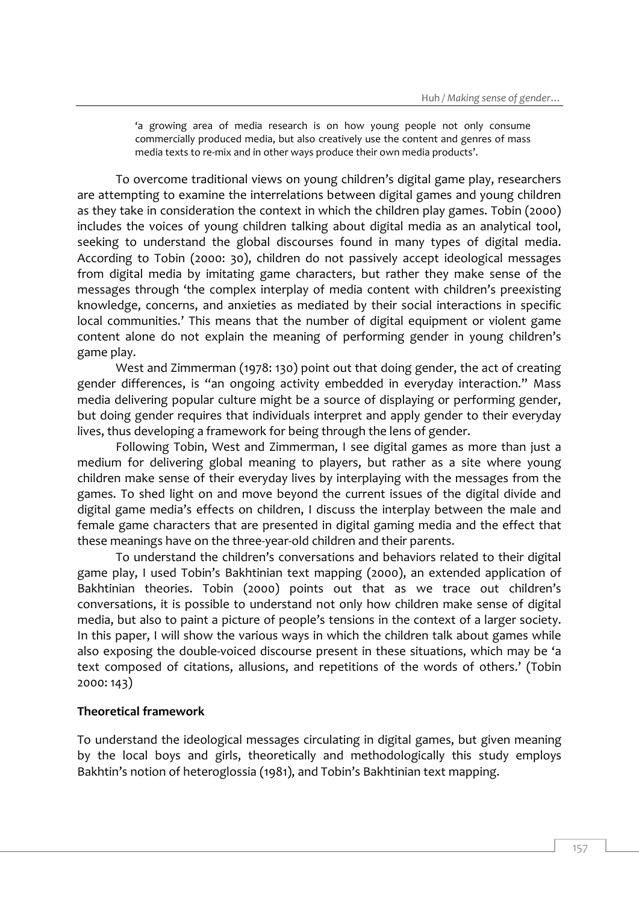> 'a growing area of media research is on how young people not only consume commercially produced media, but also creatively use the content and genres of mass media texts to re-mix and in other ways produce their own media products'.

To overcome traditional views on young children's digital game play, researchers are attempting to examine the interrelations between digital games and young children as they take in consideration the context in which the children play games. Tobin (2000) includes the voices of young children talking about digital media as an analytical tool, seeking to understand the global discourses found in many types of digital media. According to Tobin (2000: 30), children do not passively accept ideological messages from digital media by imitating game characters, but rather they make sense of the messages through 'the complex interplay of media content with children's preexisting knowledge, concerns, and anxieties as mediated by their social interactions in specific local communities.' This means that the number of digital equipment or violent game content alone do not explain the meaning of performing gender in young children's game play.

West and Zimmerman (1978: 130) point out that doing gender, the act of creating gender differences, is "an ongoing activity embedded in everyday interaction." Mass media delivering popular culture might be a source of displaying or performing gender, but doing gender requires that individuals interpret and apply gender to their everyday lives, thus developing a framework for being through the lens of gender.

Following Tobin, West and Zimmerman, I see digital games as more than just a medium for delivering global meaning to players, but rather as a site where young children make sense of their everyday lives by interplaying with the messages from the games. To shed light on and move beyond the current issues of the digital divide and digital game media's effects on children, I discuss the interplay between the male and female game characters that are presented in digital gaming media and the effect that these meanings have on the three-year-old children and their parents.

To understand the children's conversations and behaviors related to their digital game play, I used Tobin's Bakhtinian text mapping (2000), an extended application of Bakhtinian theories. Tobin (2000) points out that as we trace out children's conversations, it is possible to understand not only how children make sense of digital media, but also to paint a picture of people's tensions in the context of a larger society. In this paper, I will show the various ways in which the children talk about games while also exposing the double-voiced discourse present in these situations, which may be 'a text composed of citations, allusions, and repetitions of the words of others.' (Tobin 2000: 143)

## Theoretical framework

To understand the ideological messages circulating in digital games, but given meaning by the local boys and girls, theoretically and methodologically this study employs Bakhtin's notion of heteroglossia (1981), and Tobin's Bakhtinian text mapping.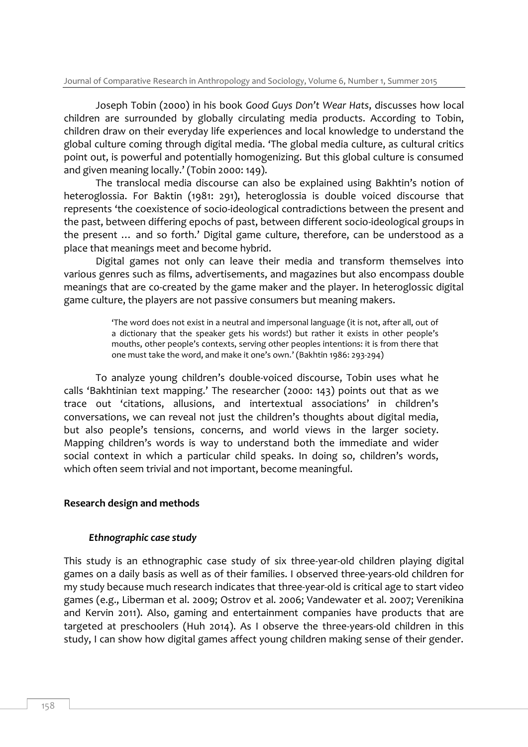Joseph Tobin (2000) in his book *Good Guys Don't Wear Hats*, discusses how local children are surrounded by globally circulating media products. According to Tobin, children draw on their everyday life experiences and local knowledge to understand the global culture coming through digital media. 'The global media culture, as cultural critics point out, is powerful and potentially homogenizing. But this global culture is consumed and given meaning locally.' (Tobin 2000: 149).

The translocal media discourse can also be explained using Bakhtin's notion of heteroglossia. For Baktin (1981: 291), heteroglossia is double voiced discourse that represents 'the coexistence of socio-ideological contradictions between the present and the past, between differing epochs of past, between different socio-ideological groups in the present … and so forth.' Digital game culture, therefore, can be understood as a place that meanings meet and become hybrid.

Digital games not only can leave their media and transform themselves into various genres such as films, advertisements, and magazines but also encompass double meanings that are co-created by the game maker and the player. In heteroglossic digital game culture, the players are not passive consumers but meaning makers.

> 'The word does not exist in a neutral and impersonal language (it is not, after all, out of a dictionary that the speaker gets his words!) but rather it exists in other people's mouths, other people's contexts, serving other peoples intentions: it is from there that one must take the word, and make it one's own.' (Bakhtin 1986: 293-294)

To analyze young children's double-voiced discourse, Tobin uses what he calls 'Bakhtinian text mapping.' The researcher (2000: 143) points out that as we trace out 'citations, allusions, and intertextual associations' in children's conversations, we can reveal not just the children's thoughts about digital media, but also people's tensions, concerns, and world views in the larger society. Mapping children's words is way to understand both the immediate and wider social context in which a particular child speaks. In doing so, children's words, which often seem trivial and not important, become meaningful.

## Research design and methods

### *Ethnographic case study*

This study is an ethnographic case study of six three-year-old children playing digital games on a daily basis as well as of their families. I observed three-years-old children for my study because much research indicates that three-year-old is critical age to start video games (e.g., Liberman et al. 2009; Ostrov et al. 2006; Vandewater et al. 2007; Verenikina and Kervin 2011). Also, gaming and entertainment companies have products that are targeted at preschoolers (Huh 2014). As I observe the three-years-old children in this study, I can show how digital games affect young children making sense of their gender.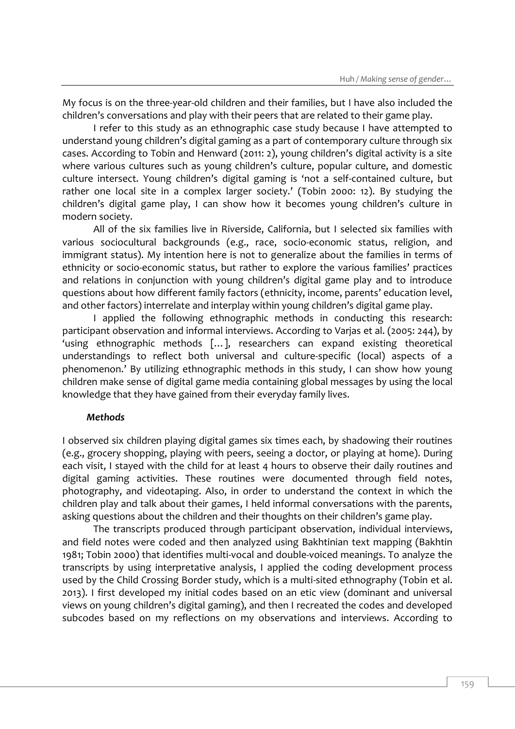My focus is on the three-year-old children and their families, but I have also included the children's conversations and play with their peers that are related to their game play.

I refer to this study as an ethnographic case study because I have attempted to understand young children's digital gaming as a part of contemporary culture through six cases. According to Tobin and Henward (2011: 2), young children's digital activity is a site where various cultures such as young children's culture, popular culture, and domestic culture intersect. Young children's digital gaming is 'not a self-contained culture, but rather one local site in a complex larger society.' (Tobin 2000: 12). By studying the children's digital game play, I can show how it becomes young children's culture in modern society.

All of the six families live in Riverside, California, but I selected six families with various sociocultural backgrounds (e.g., race, socio-economic status, religion, and immigrant status). My intention here is not to generalize about the families in terms of ethnicity or socio-economic status, but rather to explore the various families' practices and relations in conjunction with young children's digital game play and to introduce questions about how different family factors (ethnicity, income, parents' education level, and other factors) interrelate and interplay within young children's digital game play.

I applied the following ethnographic methods in conducting this research: participant observation and informal interviews. According to Varjas et al. (2005: 244), by 'using ethnographic methods […], researchers can expand existing theoretical understandings to reflect both universal and culture-specific (local) aspects of a phenomenon.' By utilizing ethnographic methods in this study, I can show how young children make sense of digital game media containing global messages by using the local knowledge that they have gained from their everyday family lives.

### *Methods*

I observed six children playing digital games six times each, by shadowing their routines (e.g., grocery shopping, playing with peers, seeing a doctor, or playing at home). During each visit, I stayed with the child for at least 4 hours to observe their daily routines and digital gaming activities. These routines were documented through field notes, photography, and videotaping. Also, in order to understand the context in which the children play and talk about their games, I held informal conversations with the parents, asking questions about the children and their thoughts on their children's game play.

The transcripts produced through participant observation, individual interviews, and field notes were coded and then analyzed using Bakhtinian text mapping (Bakhtin 1981; Tobin 2000) that identifies multi-vocal and double-voiced meanings. To analyze the transcripts by using interpretative analysis, I applied the coding development process used by the Child Crossing Border study, which is a multi-sited ethnography (Tobin et al. 2013). I first developed my initial codes based on an etic view (dominant and universal views on young children's digital gaming), and then I recreated the codes and developed subcodes based on my reflections on my observations and interviews. According to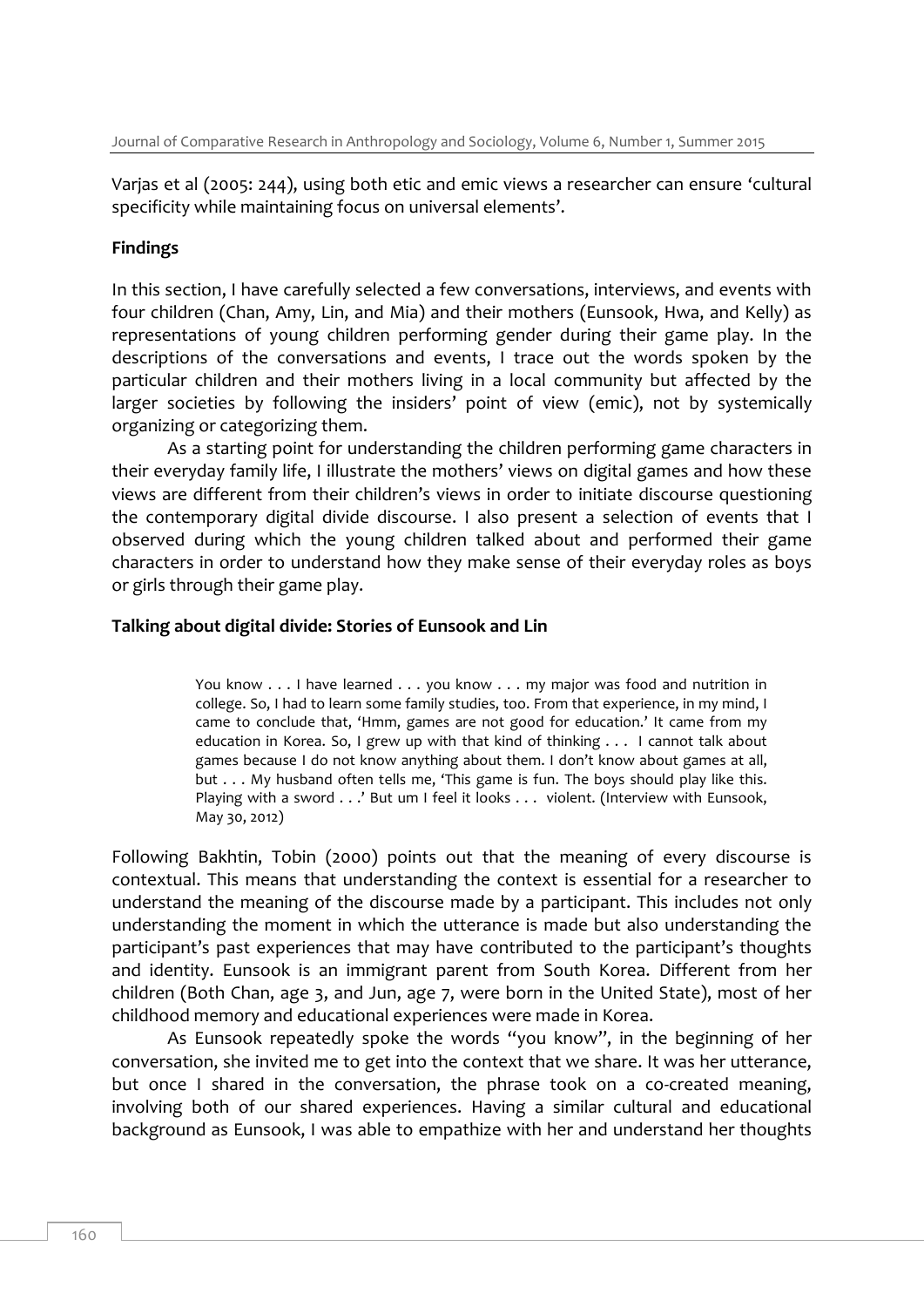Varjas et al (2005: 244), using both etic and emic views a researcher can ensure 'cultural specificity while maintaining focus on universal elements'.

**Findings**

In this section, I have carefully selected a few conversations, interviews, and events with four children (Chan, Amy, Lin, and Mia) and their mothers (Eunsook, Hwa, and Kelly) as representations of young children performing gender during their game play. In the descriptions of the conversations and events, I trace out the words spoken by the particular children and their mothers living in a local community but affected by the larger societies by following the insiders' point of view (emic), not by systemically organizing or categorizing them.

As a starting point for understanding the children performing game characters in their everyday family life, I illustrate the mothers' views on digital games and how these views are different from their children's views in order to initiate discourse questioning the contemporary digital divide discourse. I also present a selection of events that I observed during which the young children talked about and performed their game characters in order to understand how they make sense of their everyday roles as boys or girls through their game play.

**Talking about digital divide: Stories of Eunsook and Lin**

> You know . . . I have learned . . . you know . . . my major was food and nutrition in college. So, I had to learn some family studies, too. From that experience, in my mind, I came to conclude that, 'Hmm, games are not good for education.' It came from my education in Korea. So, I grew up with that kind of thinking . . . I cannot talk about games because I do not know anything about them. I don't know about games at all, but . . . My husband often tells me, 'This game is fun. The boys should play like this. Playing with a sword . . .' But um I feel it looks . . . violent. (Interview with Eunsook, May 30, 2012)

Following Bakhtin, Tobin (2000) points out that the meaning of every discourse is contextual. This means that understanding the context is essential for a researcher to understand the meaning of the discourse made by a participant. This includes not only understanding the moment in which the utterance is made but also understanding the participant's past experiences that may have contributed to the participant's thoughts and identity. Eunsook is an immigrant parent from South Korea. Different from her children (Both Chan, age 3, and Jun, age 7, were born in the United State), most of her childhood memory and educational experiences were made in Korea.

As Eunsook repeatedly spoke the words "you know", in the beginning of her conversation, she invited me to get into the context that we share. It was her utterance, but once I shared in the conversation, the phrase took on a co-created meaning, involving both of our shared experiences. Having a similar cultural and educational background as Eunsook, I was able to empathize with her and understand her thoughts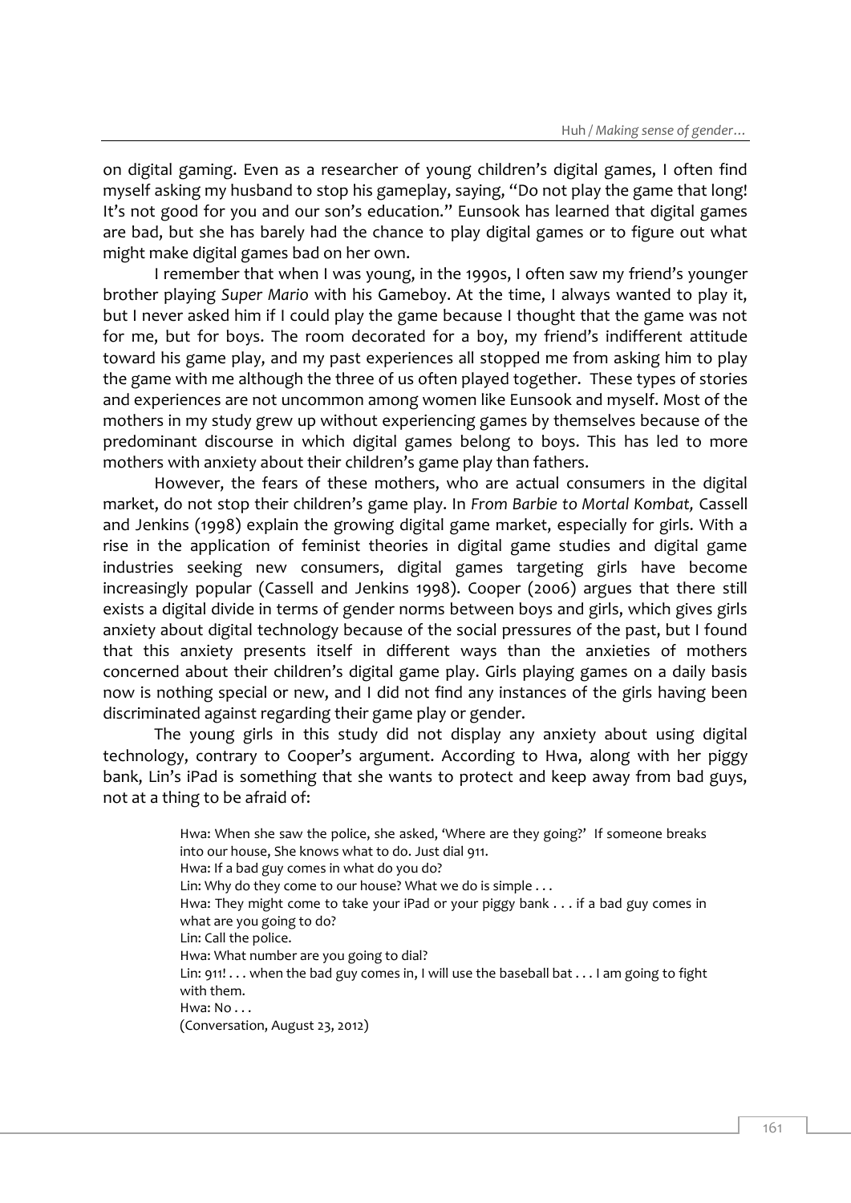on digital gaming. Even as a researcher of young children's digital games, I often find myself asking my husband to stop his gameplay, saying, "Do not play the game that long! It's not good for you and our son's education." Eunsook has learned that digital games are bad, but she has barely had the chance to play digital games or to figure out what might make digital games bad on her own.

I remember that when I was young, in the 1990s, I often saw my friend's younger brother playing *Super Mario* with his Gameboy. At the time, I always wanted to play it, but I never asked him if I could play the game because I thought that the game was not for me, but for boys. The room decorated for a boy, my friend's indifferent attitude toward his game play, and my past experiences all stopped me from asking him to play the game with me although the three of us often played together. These types of stories and experiences are not uncommon among women like Eunsook and myself. Most of the mothers in my study grew up without experiencing games by themselves because of the predominant discourse in which digital games belong to boys. This has led to more mothers with anxiety about their children's game play than fathers.

However, the fears of these mothers, who are actual consumers in the digital market, do not stop their children's game play. In *From Barbie to Mortal Kombat,* Cassell and Jenkins (1998) explain the growing digital game market, especially for girls. With a rise in the application of feminist theories in digital game studies and digital game industries seeking new consumers, digital games targeting girls have become increasingly popular (Cassell and Jenkins 1998). Cooper (2006) argues that there still exists a digital divide in terms of gender norms between boys and girls, which gives girls anxiety about digital technology because of the social pressures of the past, but I found that this anxiety presents itself in different ways than the anxieties of mothers concerned about their children's digital game play. Girls playing games on a daily basis now is nothing special or new, and I did not find any instances of the girls having been discriminated against regarding their game play or gender.

The young girls in this study did not display any anxiety about using digital technology, contrary to Cooper's argument. According to Hwa, along with her piggy bank, Lin's iPad is something that she wants to protect and keep away from bad guys, not at a thing to be afraid of:

> Hwa: When she saw the police, she asked, 'Where are they going?' If someone breaks into our house, She knows what to do. Just dial 911.
> Hwa: If a bad guy comes in what do you do?
> Lin: Why do they come to our house? What we do is simple . . .
> Hwa: They might come to take your iPad or your piggy bank . . . if a bad guy comes in what are you going to do?
> Lin: Call the police.
> Hwa: What number are you going to dial?
> Lin: 911! . . . when the bad guy comes in, I will use the baseball bat . . . I am going to fight with them.
> Hwa: No . . .
> (Conversation, August 23, 2012)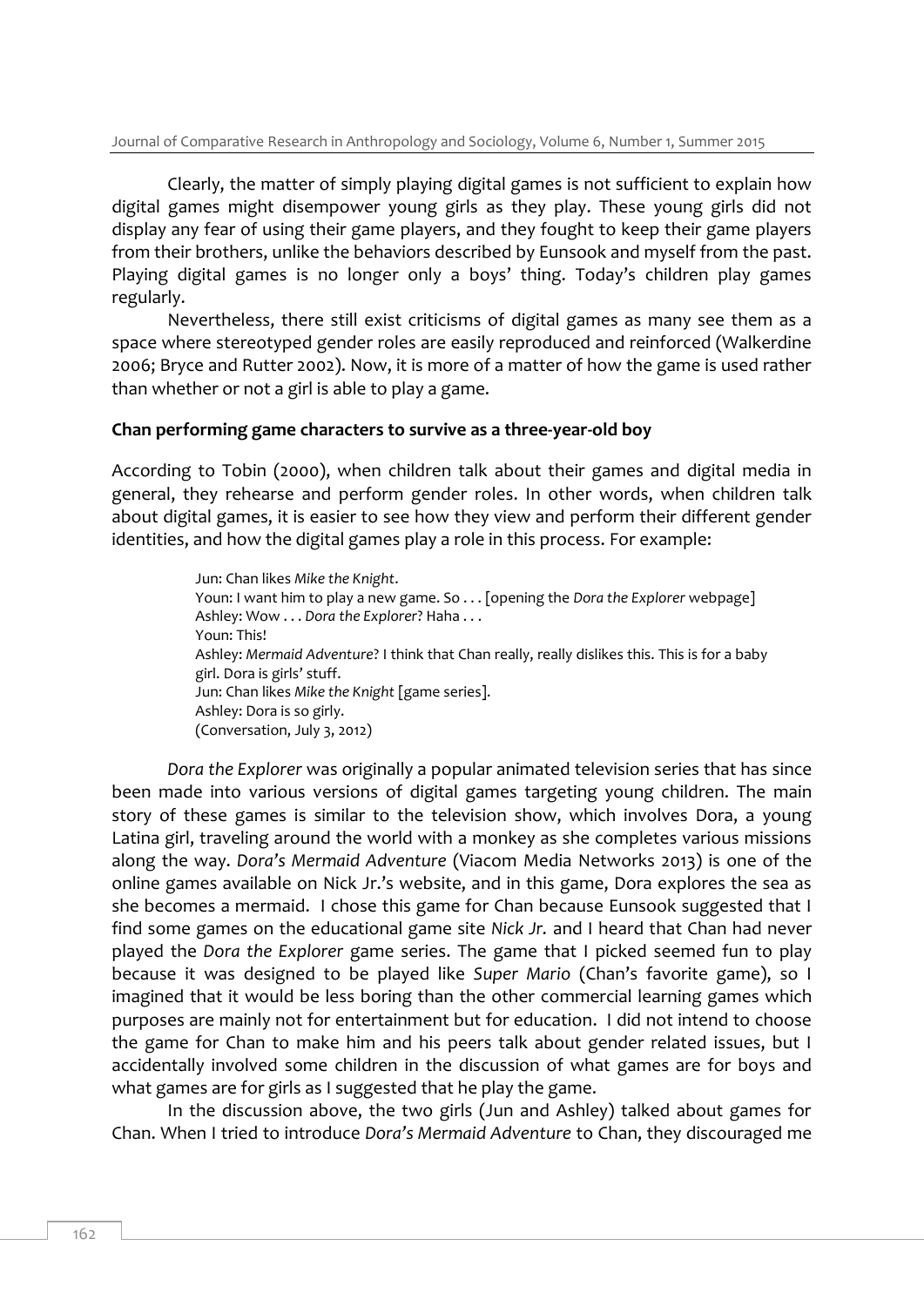Clearly, the matter of simply playing digital games is not sufficient to explain how digital games might disempower young girls as they play. These young girls did not display any fear of using their game players, and they fought to keep their game players from their brothers, unlike the behaviors described by Eunsook and myself from the past. Playing digital games is no longer only a boys' thing. Today's children play games regularly.

Nevertheless, there still exist criticisms of digital games as many see them as a space where stereotyped gender roles are easily reproduced and reinforced (Walkerdine 2006; Bryce and Rutter 2002). Now, it is more of a matter of how the game is used rather than whether or not a girl is able to play a game.

### Chan performing game characters to survive as a three-year-old boy

According to Tobin (2000), when children talk about their games and digital media in general, they rehearse and perform gender roles. In other words, when children talk about digital games, it is easier to see how they view and perform their different gender identities, and how the digital games play a role in this process. For example:

> Jun: Chan likes *Mike the Knight*.
> Youn: I want him to play a new game. So . . . [opening the *Dora the Explorer* webpage]
> Ashley: Wow . . . *Dora the Explorer*? Haha . . .
> Youn: This!
> Ashley: *Mermaid Adventure*? I think that Chan really, really dislikes this. This is for a baby girl. Dora is girls' stuff.
> Jun: Chan likes *Mike the Knight* [game series].
> Ashley: Dora is so girly.
> (Conversation, July 3, 2012)

*Dora the Explorer* was originally a popular animated television series that has since been made into various versions of digital games targeting young children. The main story of these games is similar to the television show, which involves Dora, a young Latina girl, traveling around the world with a monkey as she completes various missions along the way. *Dora's Mermaid Adventure* (Viacom Media Networks 2013) is one of the online games available on Nick Jr.'s website, and in this game, Dora explores the sea as she becomes a mermaid. I chose this game for Chan because Eunsook suggested that I find some games on the educational game site *Nick Jr.* and I heard that Chan had never played the *Dora the Explorer* game series. The game that I picked seemed fun to play because it was designed to be played like *Super Mario* (Chan's favorite game), so I imagined that it would be less boring than the other commercial learning games which purposes are mainly not for entertainment but for education. I did not intend to choose the game for Chan to make him and his peers talk about gender related issues, but I accidentally involved some children in the discussion of what games are for boys and what games are for girls as I suggested that he play the game.

In the discussion above, the two girls (Jun and Ashley) talked about games for Chan. When I tried to introduce *Dora's Mermaid Adventure* to Chan, they discouraged me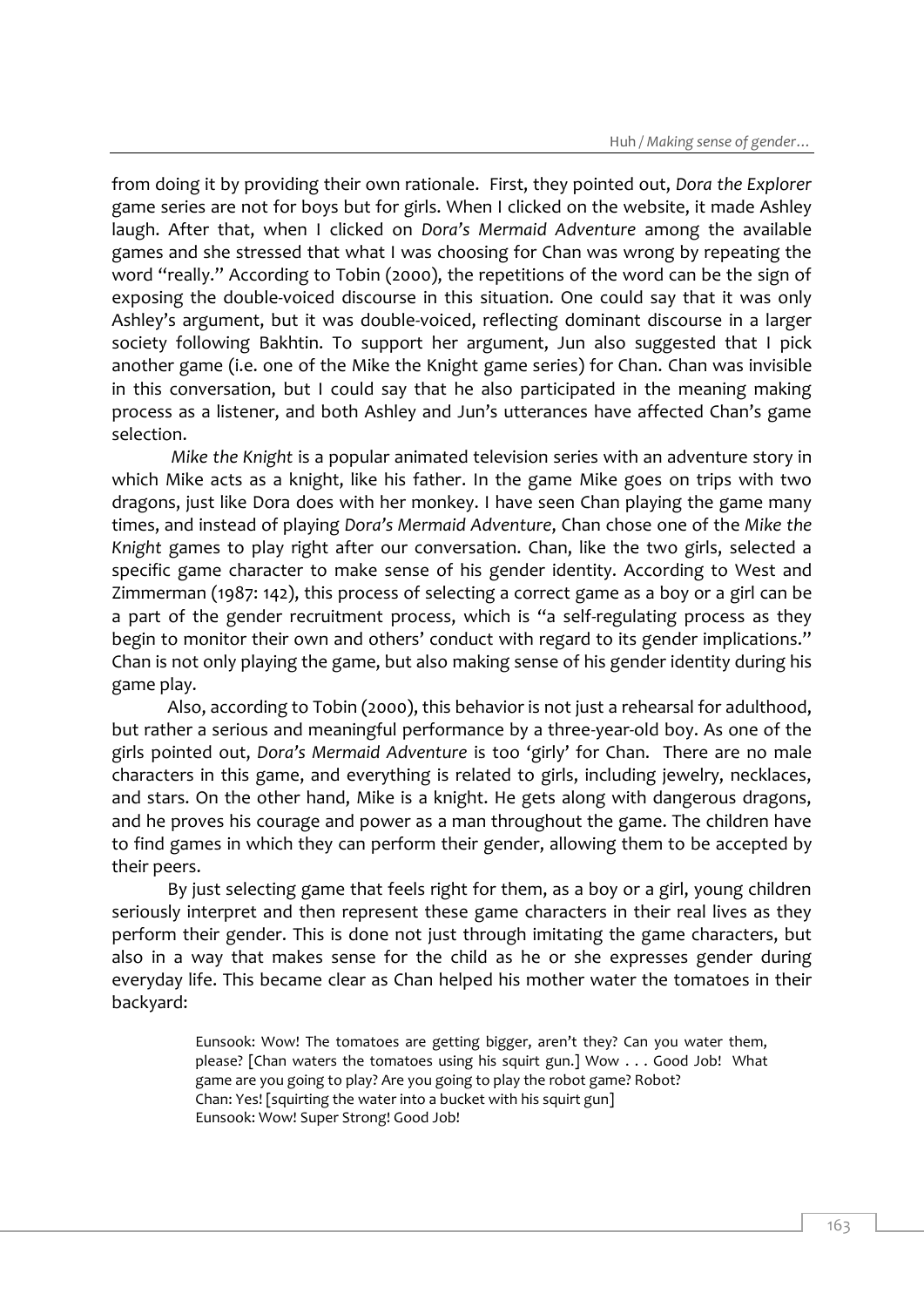from doing it by providing their own rationale. First, they pointed out, *Dora the Explorer* game series are not for boys but for girls. When I clicked on the website, it made Ashley laugh. After that, when I clicked on *Dora's Mermaid Adventure* among the available games and she stressed that what I was choosing for Chan was wrong by repeating the word "really." According to Tobin (2000), the repetitions of the word can be the sign of exposing the double-voiced discourse in this situation. One could say that it was only Ashley's argument, but it was double-voiced, reflecting dominant discourse in a larger society following Bakhtin. To support her argument, Jun also suggested that I pick another game (i.e. one of the Mike the Knight game series) for Chan. Chan was invisible in this conversation, but I could say that he also participated in the meaning making process as a listener, and both Ashley and Jun's utterances have affected Chan's game selection.

*Mike the Knight* is a popular animated television series with an adventure story in which Mike acts as a knight, like his father. In the game Mike goes on trips with two dragons, just like Dora does with her monkey. I have seen Chan playing the game many times, and instead of playing *Dora's Mermaid Adventure*, Chan chose one of the *Mike the Knight* games to play right after our conversation. Chan, like the two girls, selected a specific game character to make sense of his gender identity. According to West and Zimmerman (1987: 142), this process of selecting a correct game as a boy or a girl can be a part of the gender recruitment process, which is "a self-regulating process as they begin to monitor their own and others' conduct with regard to its gender implications." Chan is not only playing the game, but also making sense of his gender identity during his game play.

Also, according to Tobin (2000), this behavior is not just a rehearsal for adulthood, but rather a serious and meaningful performance by a three-year-old boy. As one of the girls pointed out, *Dora's Mermaid Adventure* is too 'girly' for Chan. There are no male characters in this game, and everything is related to girls, including jewelry, necklaces, and stars. On the other hand, Mike is a knight. He gets along with dangerous dragons, and he proves his courage and power as a man throughout the game. The children have to find games in which they can perform their gender, allowing them to be accepted by their peers.

By just selecting game that feels right for them, as a boy or a girl, young children seriously interpret and then represent these game characters in their real lives as they perform their gender. This is done not just through imitating the game characters, but also in a way that makes sense for the child as he or she expresses gender during everyday life. This became clear as Chan helped his mother water the tomatoes in their backyard:

> Eunsook: Wow! The tomatoes are getting bigger, aren't they? Can you water them, please? [Chan waters the tomatoes using his squirt gun.] Wow . . . Good Job! What game are you going to play? Are you going to play the robot game? Robot?
> Chan: Yes! [squirting the water into a bucket with his squirt gun]
> Eunsook: Wow! Super Strong! Good Job!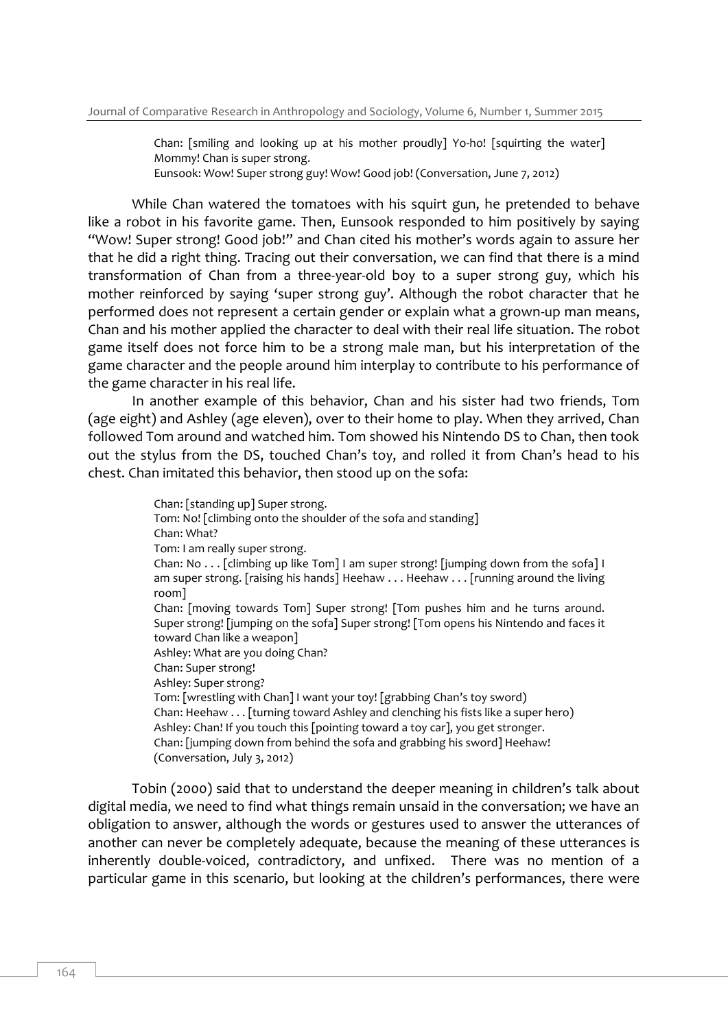> Chan: [smiling and looking up at his mother proudly] Yo-ho! [squirting the water] Mommy! Chan is super strong.
> Eunsook: Wow! Super strong guy! Wow! Good job! (Conversation, June 7, 2012)

While Chan watered the tomatoes with his squirt gun, he pretended to behave like a robot in his favorite game. Then, Eunsook responded to him positively by saying "Wow! Super strong! Good job!" and Chan cited his mother's words again to assure her that he did a right thing. Tracing out their conversation, we can find that there is a mind transformation of Chan from a three-year-old boy to a super strong guy, which his mother reinforced by saying 'super strong guy'. Although the robot character that he performed does not represent a certain gender or explain what a grown-up man means, Chan and his mother applied the character to deal with their real life situation. The robot game itself does not force him to be a strong male man, but his interpretation of the game character and the people around him interplay to contribute to his performance of the game character in his real life.

In another example of this behavior, Chan and his sister had two friends, Tom (age eight) and Ashley (age eleven), over to their home to play. When they arrived, Chan followed Tom around and watched him. Tom showed his Nintendo DS to Chan, then took out the stylus from the DS, touched Chan's toy, and rolled it from Chan's head to his chest. Chan imitated this behavior, then stood up on the sofa:

> Chan: [standing up] Super strong.
> Tom: No! [climbing onto the shoulder of the sofa and standing]
> Chan: What?
> Tom: I am really super strong.
> Chan: No . . . [climbing up like Tom] I am super strong! [jumping down from the sofa] I am super strong. [raising his hands] Heehaw . . . Heehaw . . . [running around the living room]
> Chan: [moving towards Tom] Super strong! [Tom pushes him and he turns around. Super strong! [jumping on the sofa] Super strong! [Tom opens his Nintendo and faces it toward Chan like a weapon]
> Ashley: What are you doing Chan?
> Chan: Super strong!
> Ashley: Super strong?
> Tom: [wrestling with Chan] I want your toy! [grabbing Chan's toy sword)
> Chan: Heehaw . . . [turning toward Ashley and clenching his fists like a super hero)
> Ashley: Chan! If you touch this [pointing toward a toy car], you get stronger.
> Chan: [jumping down from behind the sofa and grabbing his sword] Heehaw!
> (Conversation, July 3, 2012)

Tobin (2000) said that to understand the deeper meaning in children's talk about digital media, we need to find what things remain unsaid in the conversation; we have an obligation to answer, although the words or gestures used to answer the utterances of another can never be completely adequate, because the meaning of these utterances is inherently double-voiced, contradictory, and unfixed. There was no mention of a particular game in this scenario, but looking at the children's performances, there were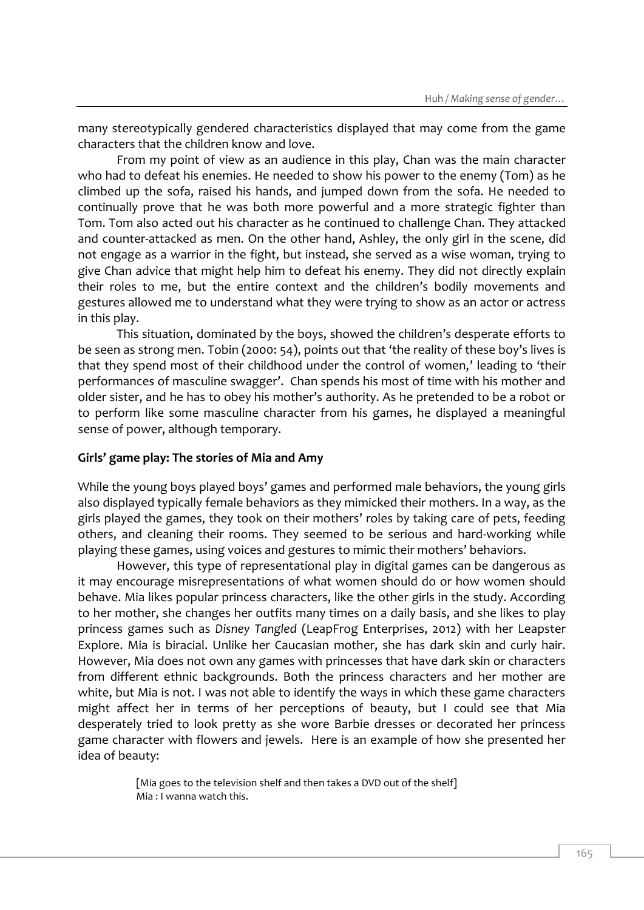many stereotypically gendered characteristics displayed that may come from the game characters that the children know and love.

From my point of view as an audience in this play, Chan was the main character who had to defeat his enemies. He needed to show his power to the enemy (Tom) as he climbed up the sofa, raised his hands, and jumped down from the sofa. He needed to continually prove that he was both more powerful and a more strategic fighter than Tom. Tom also acted out his character as he continued to challenge Chan. They attacked and counter-attacked as men. On the other hand, Ashley, the only girl in the scene, did not engage as a warrior in the fight, but instead, she served as a wise woman, trying to give Chan advice that might help him to defeat his enemy. They did not directly explain their roles to me, but the entire context and the children's bodily movements and gestures allowed me to understand what they were trying to show as an actor or actress in this play.

This situation, dominated by the boys, showed the children's desperate efforts to be seen as strong men. Tobin (2000: 54), points out that 'the reality of these boy's lives is that they spend most of their childhood under the control of women,' leading to 'their performances of masculine swagger'. Chan spends his most of time with his mother and older sister, and he has to obey his mother's authority. As he pretended to be a robot or to perform like some masculine character from his games, he displayed a meaningful sense of power, although temporary.

**Girls' game play: The stories of Mia and Amy**

While the young boys played boys' games and performed male behaviors, the young girls also displayed typically female behaviors as they mimicked their mothers. In a way, as the girls played the games, they took on their mothers' roles by taking care of pets, feeding others, and cleaning their rooms. They seemed to be serious and hard-working while playing these games, using voices and gestures to mimic their mothers' behaviors.

However, this type of representational play in digital games can be dangerous as it may encourage misrepresentations of what women should do or how women should behave. Mia likes popular princess characters, like the other girls in the study. According to her mother, she changes her outfits many times on a daily basis, and she likes to play princess games such as *Disney Tangled* (LeapFrog Enterprises, 2012) with her Leapster Explore. Mia is biracial. Unlike her Caucasian mother, she has dark skin and curly hair. However, Mia does not own any games with princesses that have dark skin or characters from different ethnic backgrounds. Both the princess characters and her mother are white, but Mia is not. I was not able to identify the ways in which these game characters might affect her in terms of her perceptions of beauty, but I could see that Mia desperately tried to look pretty as she wore Barbie dresses or decorated her princess game character with flowers and jewels. Here is an example of how she presented her idea of beauty:

> [Mia goes to the television shelf and then takes a DVD out of the shelf]
> Mia : I wanna watch this.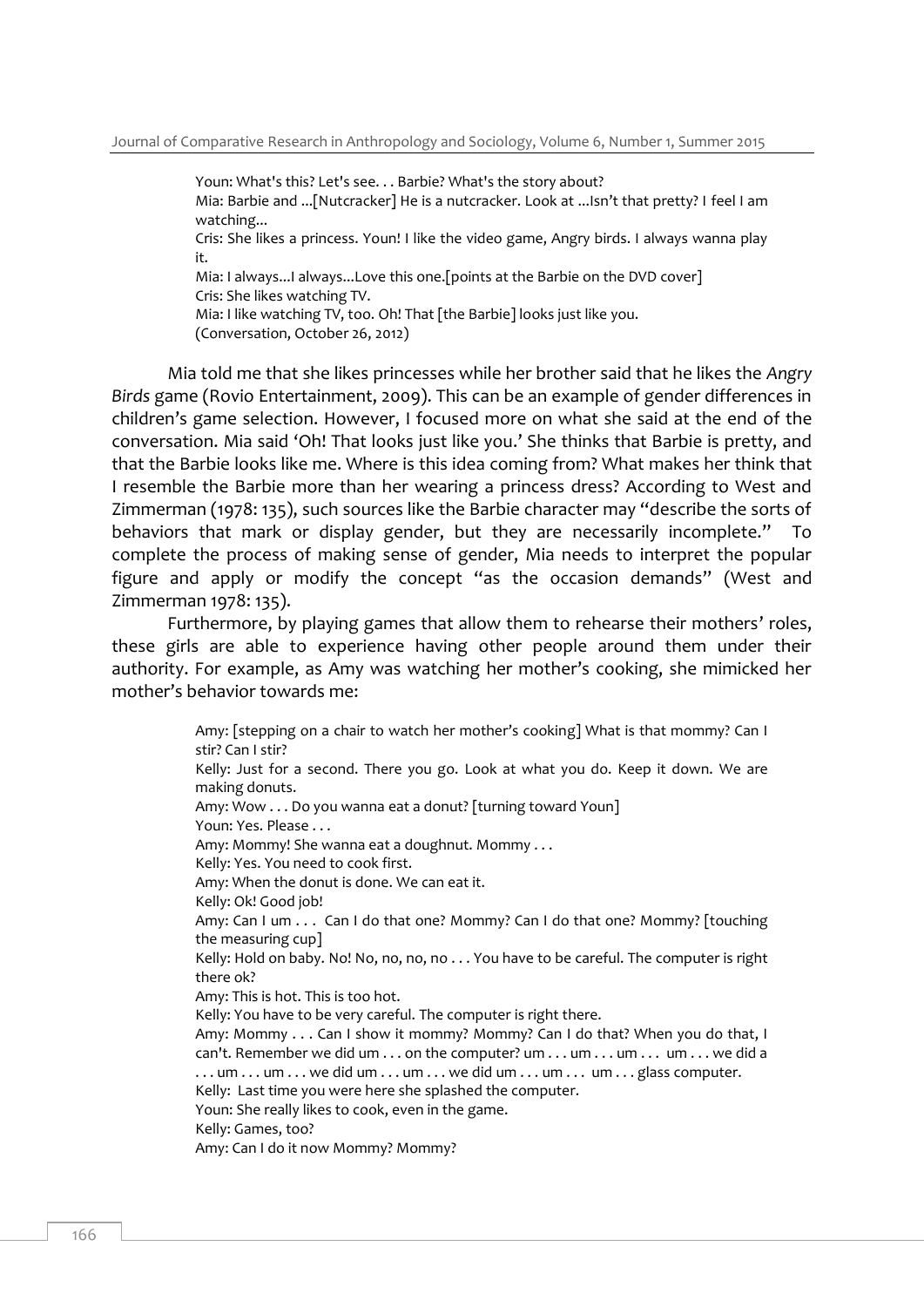> Youn: What's this? Let's see. . . Barbie? What's the story about?
> Mia: Barbie and ...[Nutcracker] He is a nutcracker. Look at ...Isn't that pretty? I feel I am watching...
> Cris: She likes a princess. Youn! I like the video game, Angry birds. I always wanna play it.
> Mia: I always...I always...Love this one.[points at the Barbie on the DVD cover]
> Cris: She likes watching TV.
> Mia: I like watching TV, too. Oh! That [the Barbie] looks just like you.
> (Conversation, October 26, 2012)

Mia told me that she likes princesses while her brother said that he likes the *Angry Birds* game (Rovio Entertainment, 2009). This can be an example of gender differences in children's game selection. However, I focused more on what she said at the end of the conversation. Mia said 'Oh! That looks just like you.' She thinks that Barbie is pretty, and that the Barbie looks like me. Where is this idea coming from? What makes her think that I resemble the Barbie more than her wearing a princess dress? According to West and Zimmerman (1978: 135), such sources like the Barbie character may "describe the sorts of behaviors that mark or display gender, but they are necessarily incomplete." To complete the process of making sense of gender, Mia needs to interpret the popular figure and apply or modify the concept "as the occasion demands" (West and Zimmerman 1978: 135).

Furthermore, by playing games that allow them to rehearse their mothers' roles, these girls are able to experience having other people around them under their authority. For example, as Amy was watching her mother's cooking, she mimicked her mother's behavior towards me:

> Amy: [stepping on a chair to watch her mother's cooking] What is that mommy? Can I stir? Can I stir?
> Kelly: Just for a second. There you go. Look at what you do. Keep it down. We are making donuts.
> Amy: Wow . . . Do you wanna eat a donut? [turning toward Youn]
> Youn: Yes. Please . . .
> Amy: Mommy! She wanna eat a doughnut. Mommy . . .
> Kelly: Yes. You need to cook first.
> Amy: When the donut is done. We can eat it.
> Kelly: Ok! Good job!
> Amy: Can I um . . . Can I do that one? Mommy? Can I do that one? Mommy? [touching the measuring cup]
> Kelly: Hold on baby. No! No, no, no, no . . . You have to be careful. The computer is right there ok?
> Amy: This is hot. This is too hot.
> Kelly: You have to be very careful. The computer is right there.
> Amy: Mommy . . . Can I show it mommy? Mommy? Can I do that? When you do that, I can't. Remember we did um . . . on the computer? um . . . um . . . um . . . um . . . we did a . . . um . . . um . . . we did um . . . um . . . we did um . . . um . . . um . . . glass computer.
> Kelly: Last time you were here she splashed the computer.
> Youn: She really likes to cook, even in the game.
> Kelly: Games, too?
> Amy: Can I do it now Mommy? Mommy?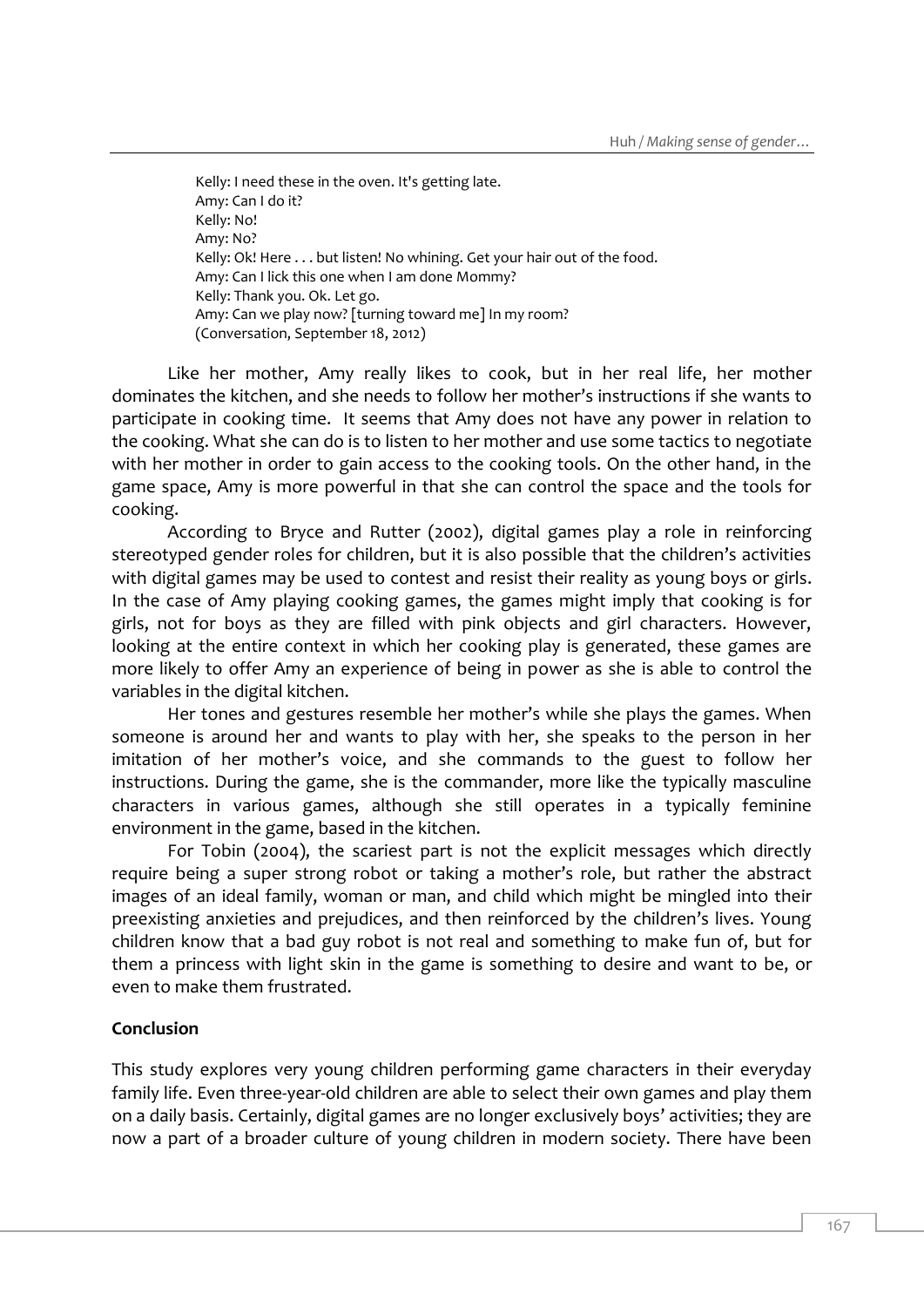Kelly: I need these in the oven. It's getting late.
Amy: Can I do it?
Kelly: No!
Amy: No?
Kelly: Ok! Here . . . but listen! No whining. Get your hair out of the food.
Amy: Can I lick this one when I am done Mommy?
Kelly: Thank you. Ok. Let go.
Amy: Can we play now? [turning toward me] In my room?
(Conversation, September 18, 2012)

Like her mother, Amy really likes to cook, but in her real life, her mother dominates the kitchen, and she needs to follow her mother's instructions if she wants to participate in cooking time. It seems that Amy does not have any power in relation to the cooking. What she can do is to listen to her mother and use some tactics to negotiate with her mother in order to gain access to the cooking tools. On the other hand, in the game space, Amy is more powerful in that she can control the space and the tools for cooking.

According to Bryce and Rutter (2002), digital games play a role in reinforcing stereotyped gender roles for children, but it is also possible that the children's activities with digital games may be used to contest and resist their reality as young boys or girls. In the case of Amy playing cooking games, the games might imply that cooking is for girls, not for boys as they are filled with pink objects and girl characters. However, looking at the entire context in which her cooking play is generated, these games are more likely to offer Amy an experience of being in power as she is able to control the variables in the digital kitchen.

Her tones and gestures resemble her mother's while she plays the games. When someone is around her and wants to play with her, she speaks to the person in her imitation of her mother's voice, and she commands to the guest to follow her instructions. During the game, she is the commander, more like the typically masculine characters in various games, although she still operates in a typically feminine environment in the game, based in the kitchen.

For Tobin (2004), the scariest part is not the explicit messages which directly require being a super strong robot or taking a mother's role, but rather the abstract images of an ideal family, woman or man, and child which might be mingled into their preexisting anxieties and prejudices, and then reinforced by the children's lives. Young children know that a bad guy robot is not real and something to make fun of, but for them a princess with light skin in the game is something to desire and want to be, or even to make them frustrated.

## Conclusion

This study explores very young children performing game characters in their everyday family life. Even three-year-old children are able to select their own games and play them on a daily basis. Certainly, digital games are no longer exclusively boys' activities; they are now a part of a broader culture of young children in modern society. There have been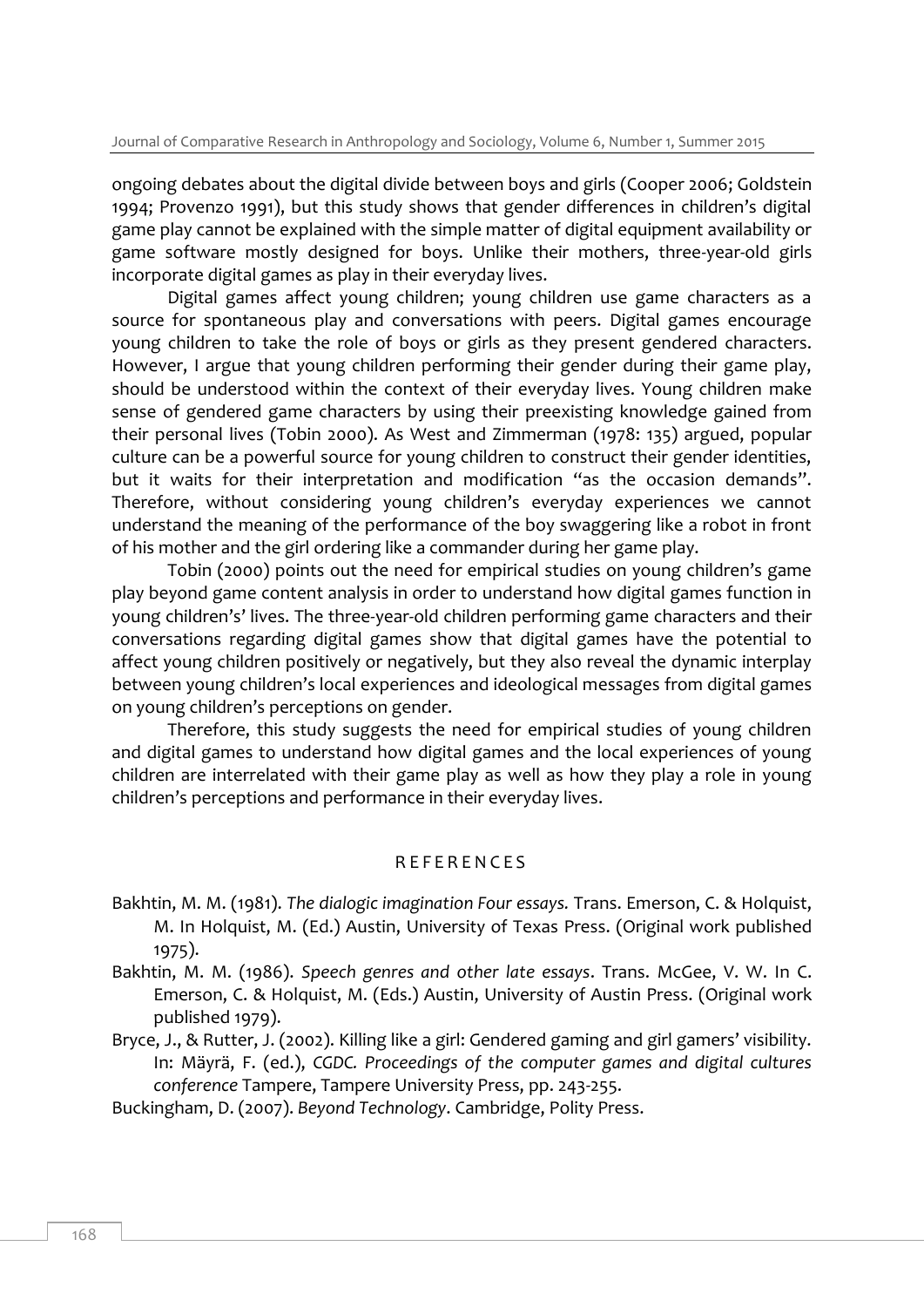ongoing debates about the digital divide between boys and girls (Cooper 2006; Goldstein 1994; Provenzo 1991), but this study shows that gender differences in children's digital game play cannot be explained with the simple matter of digital equipment availability or game software mostly designed for boys. Unlike their mothers, three-year-old girls incorporate digital games as play in their everyday lives.

Digital games affect young children; young children use game characters as a source for spontaneous play and conversations with peers. Digital games encourage young children to take the role of boys or girls as they present gendered characters. However, I argue that young children performing their gender during their game play, should be understood within the context of their everyday lives. Young children make sense of gendered game characters by using their preexisting knowledge gained from their personal lives (Tobin 2000). As West and Zimmerman (1978: 135) argued, popular culture can be a powerful source for young children to construct their gender identities, but it waits for their interpretation and modification "as the occasion demands". Therefore, without considering young children's everyday experiences we cannot understand the meaning of the performance of the boy swaggering like a robot in front of his mother and the girl ordering like a commander during her game play.

Tobin (2000) points out the need for empirical studies on young children's game play beyond game content analysis in order to understand how digital games function in young children's' lives. The three-year-old children performing game characters and their conversations regarding digital games show that digital games have the potential to affect young children positively or negatively, but they also reveal the dynamic interplay between young children's local experiences and ideological messages from digital games on young children's perceptions on gender.

Therefore, this study suggests the need for empirical studies of young children and digital games to understand how digital games and the local experiences of young children are interrelated with their game play as well as how they play a role in young children's perceptions and performance in their everyday lives.

## REFERENCES

Bakhtin, M. M. (1981). *The dialogic imagination Four essays.* Trans. Emerson, C. & Holquist, M. In Holquist, M. (Ed.) Austin, University of Texas Press. (Original work published 1975).

Bakhtin, M. M. (1986). *Speech genres and other late essays*. Trans. McGee, V. W. In C. Emerson, C. & Holquist, M. (Eds.) Austin, University of Austin Press. (Original work published 1979).

Bryce, J., & Rutter, J. (2002). Killing like a girl: Gendered gaming and girl gamers' visibility. In: Mäyrä, F. (ed.), *CGDC. Proceedings of the computer games and digital cultures conference* Tampere, Tampere University Press, pp. 243-255.

Buckingham, D. (2007). *Beyond Technology*. Cambridge, Polity Press.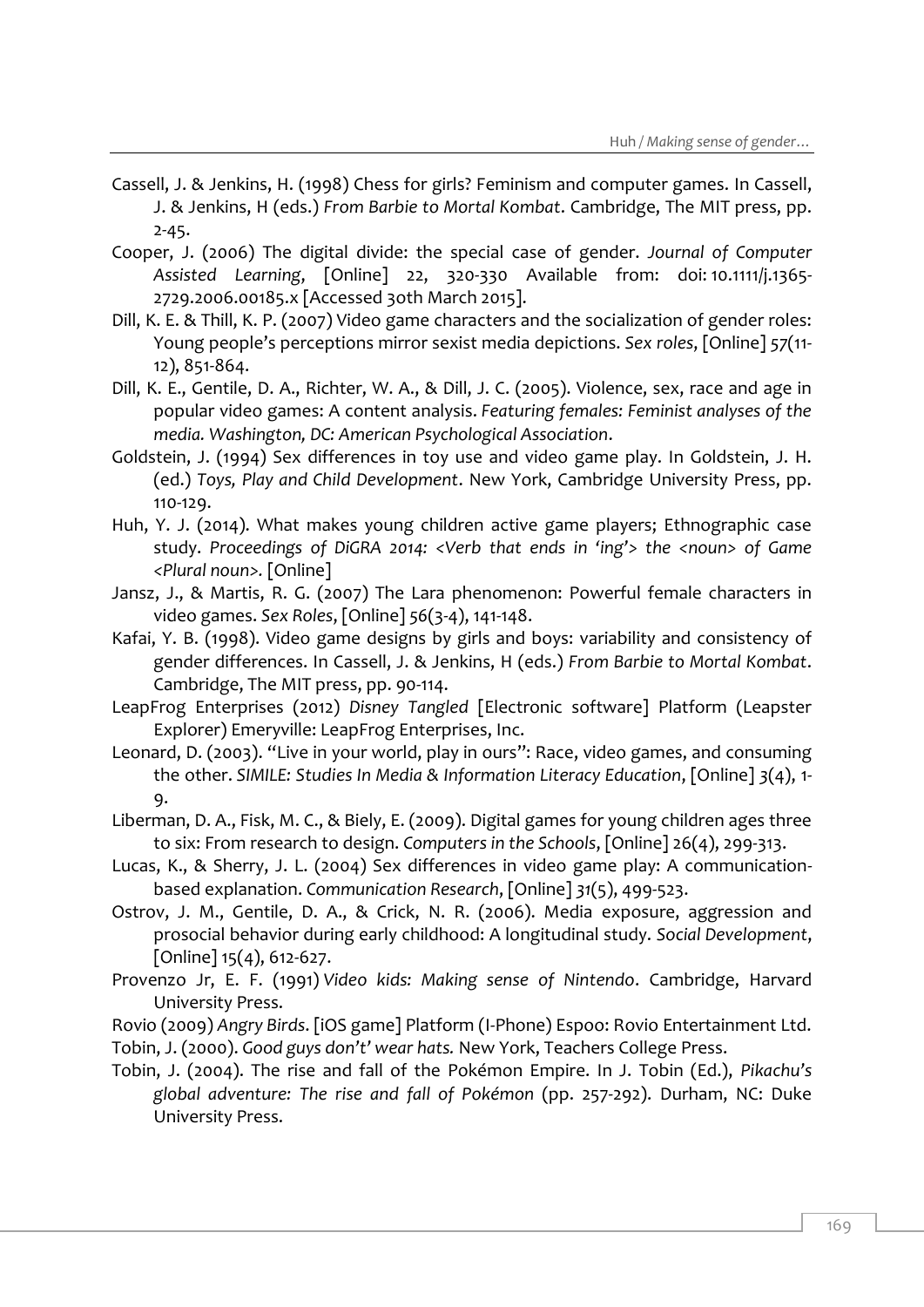Cassell, J. & Jenkins, H. (1998) Chess for girls? Feminism and computer games. In Cassell, J. & Jenkins, H (eds.) *From Barbie to Mortal Kombat*. Cambridge, The MIT press, pp. 2-45.

Cooper, J. (2006) The digital divide: the special case of gender. *Journal of Computer Assisted Learning*, [Online] 22, 320-330 Available from: doi: 10.1111/j.1365-2729.2006.00185.x [Accessed 30th March 2015].

Dill, K. E. & Thill, K. P. (2007) Video game characters and the socialization of gender roles: Young people's perceptions mirror sexist media depictions. *Sex roles*, [Online] *57*(11-12), 851-864.

Dill, K. E., Gentile, D. A., Richter, W. A., & Dill, J. C. (2005). Violence, sex, race and age in popular video games: A content analysis. *Featuring females: Feminist analyses of the media. Washington, DC: American Psychological Association*.

Goldstein, J. (1994) Sex differences in toy use and video game play. In Goldstein, J. H. (ed.) *Toys, Play and Child Development*. New York, Cambridge University Press, pp. 110-129.

Huh, Y. J. (2014). What makes young children active game players; Ethnographic case study. *Proceedings of DiGRA 2014: <Verb that ends in 'ing'> the <noun> of Game <Plural noun>.* [Online]

Jansz, J., & Martis, R. G. (2007) The Lara phenomenon: Powerful female characters in video games. *Sex Roles*, [Online] 56(3-4), 141-148.

Kafai, Y. B. (1998). Video game designs by girls and boys: variability and consistency of gender differences. In Cassell, J. & Jenkins, H (eds.) *From Barbie to Mortal Kombat*. Cambridge, The MIT press, pp. 90-114.

LeapFrog Enterprises (2012) *Disney Tangled* [Electronic software] Platform (Leapster Explorer) Emeryville: LeapFrog Enterprises, Inc.

Leonard, D. (2003). "Live in your world, play in ours": Race, video games, and consuming the other. *SIMILE: Studies In Media & Information Literacy Education*, [Online] *3*(4), 1-9.

Liberman, D. A., Fisk, M. C., & Biely, E. (2009). Digital games for young children ages three to six: From research to design. *Computers in the Schools*, [Online] 26(4), 299-313.

Lucas, K., & Sherry, J. L. (2004) Sex differences in video game play: A communication-based explanation. *Communication Research*, [Online] *31*(5), 499-523.

Ostrov, J. M., Gentile, D. A., & Crick, N. R. (2006). Media exposure, aggression and prosocial behavior during early childhood: A longitudinal study. *Social Development*, [Online] 15(4), 612-627.

Provenzo Jr, E. F. (1991) *Video kids: Making sense of Nintendo*. Cambridge, Harvard University Press.

Rovio (2009) *Angry Birds*. [iOS game] Platform (I-Phone) Espoo: Rovio Entertainment Ltd.

Tobin, J. (2000). *Good guys don't' wear hats.* New York, Teachers College Press.

Tobin, J. (2004). The rise and fall of the Pokémon Empire. In J. Tobin (Ed.), *Pikachu's global adventure: The rise and fall of Pokémon* (pp. 257-292). Durham, NC: Duke University Press.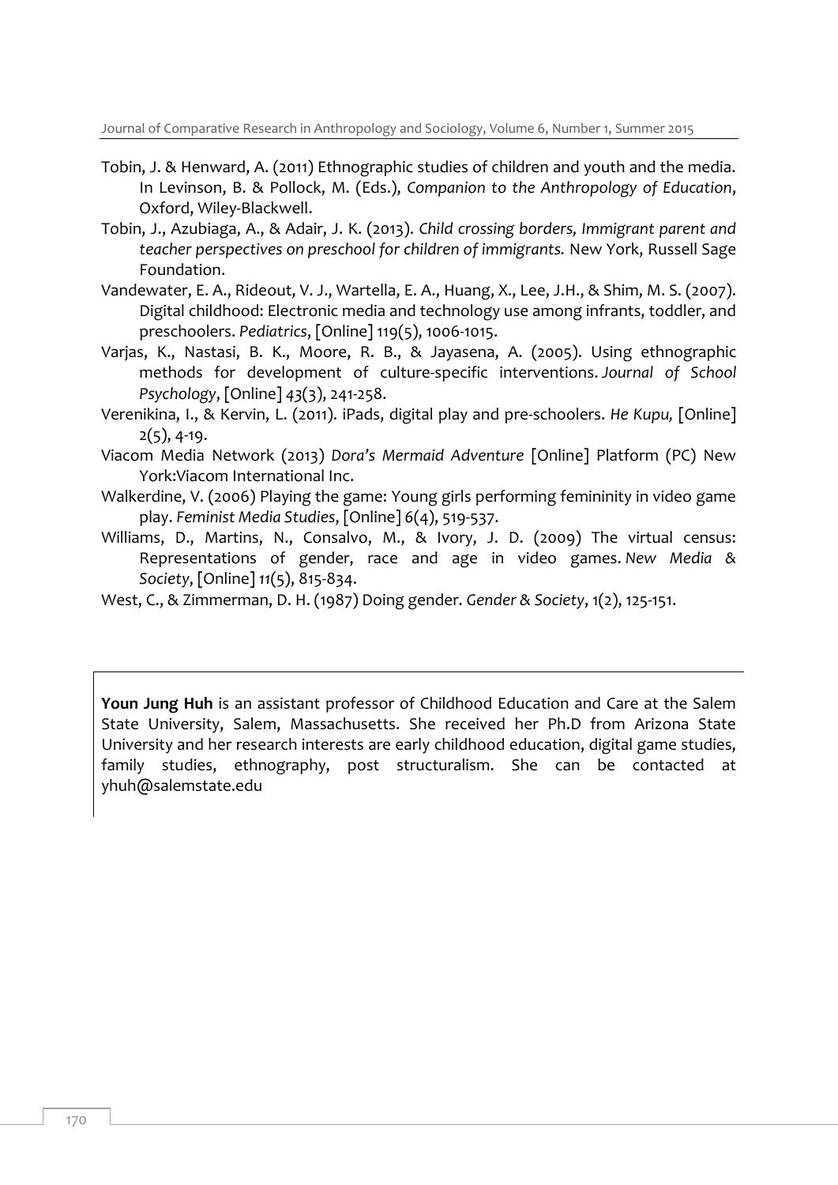Tobin, J. & Henward, A. (2011) Ethnographic studies of children and youth and the media. In Levinson, B. & Pollock, M. (Eds.), *Companion to the Anthropology of Education*, Oxford, Wiley-Blackwell.

Tobin, J., Azubiaga, A., & Adair, J. K. (2013). *Child crossing borders, Immigrant parent and teacher perspectives on preschool for children of immigrants.* New York, Russell Sage Foundation.

Vandewater, E. A., Rideout, V. J., Wartella, E. A., Huang, X., Lee, J.H., & Shim, M. S. (2007). Digital childhood: Electronic media and technology use among infrants, toddler, and preschoolers. *Pediatrics*, [Online] 119(5), 1006-1015.

Varjas, K., Nastasi, B. K., Moore, R. B., & Jayasena, A. (2005). Using ethnographic methods for development of culture-specific interventions. *Journal of School Psychology*, [Online] *43*(3), 241-258.

Verenikina, I., & Kervin, L. (2011). iPads, digital play and pre-schoolers. *He Kupu,* [Online] 2(5), 4-19.

Viacom Media Network (2013) *Dora's Mermaid Adventure* [Online] Platform (PC) New York:Viacom International Inc.

Walkerdine, V. (2006) Playing the game: Young girls performing femininity in video game play. *Feminist Media Studies*, [Online] 6(4), 519-537.

Williams, D., Martins, N., Consalvo, M., & Ivory, J. D. (2009) The virtual census: Representations of gender, race and age in video games. *New Media & Society*, [Online] *11*(5), 815-834.

West, C., & Zimmerman, D. H. (1987) Doing gender. *Gender & Society*, 1(2), 125-151.

**Youn Jung Huh** is an assistant professor of Childhood Education and Care at the Salem State University, Salem, Massachusetts. She received her Ph.D from Arizona State University and her research interests are early childhood education, digital game studies, family studies, ethnography, post structuralism. She can be contacted at yhuh@salemstate.edu